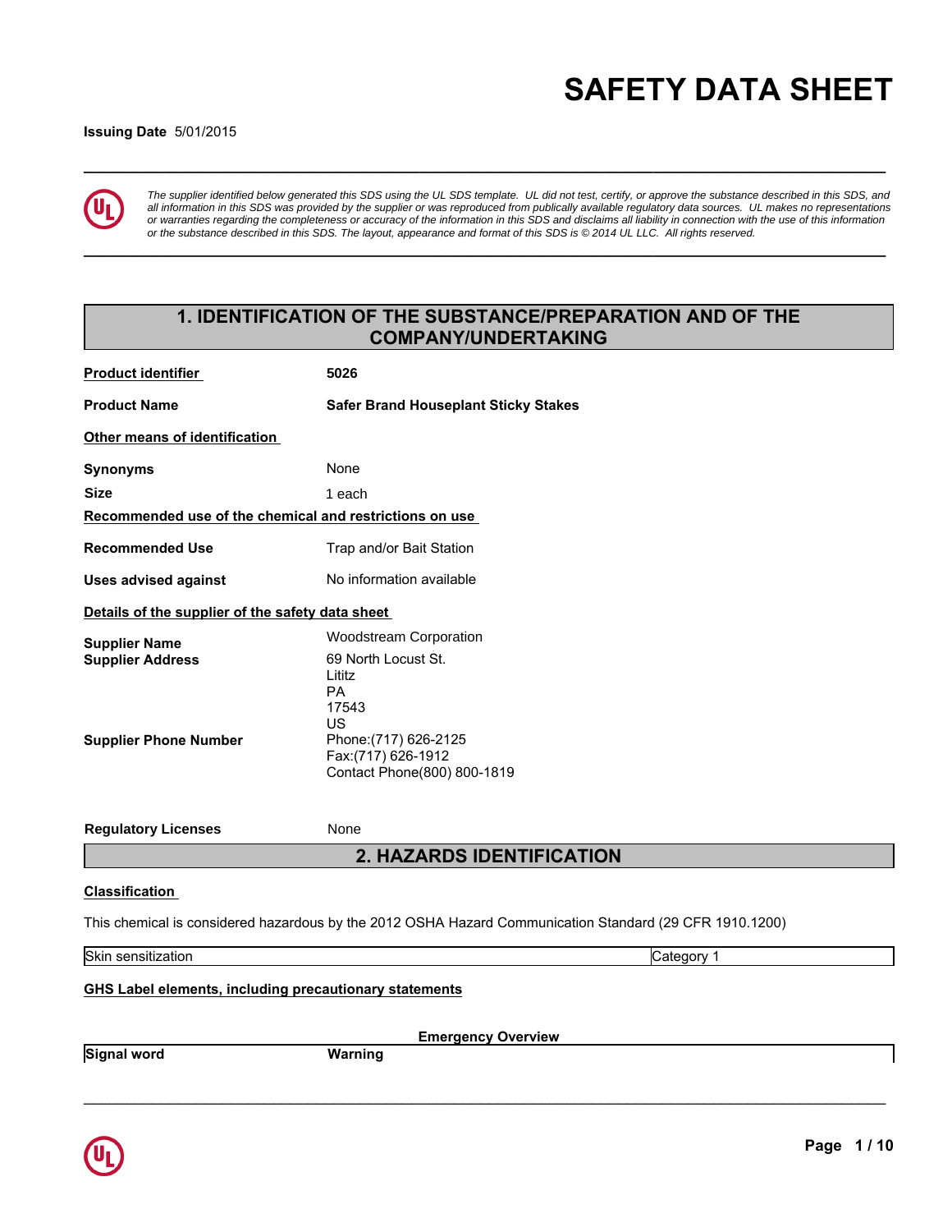# SAFETY DATA SHEET

**Issuing Date** 5/01/2015

*The supplier identified below generated this SDS using the UL SDS template. UL did not test, certify, or approve the substance described in this SDS, and all information in this SDS was provided by the supplier or was reproduced from publically available regulatory data sources. UL makes no representations or warranties regarding the completeness or accuracy of the information in this SDS and disclaims all liability in connection with the use of this information or the substance described in this SDS. The layout, appearance and format of this SDS is © 2014 UL LLC. All rights reserved.*

## 1. IDENTIFICATION OF THE SUBSTANCE/PREPARATION AND OF THE COMPANY/UNDERTAKING

**Product identifier** 5026

**Product Name** **Safer Brand Houseplant Sticky Stakes**

**Other means of identification**

**Synonyms** None

**Size** 1 each

**Recommended use of the chemical and restrictions on use**

**Recommended Use** Trap and/or Bait Station

**Uses advised against** No information available

**Details of the supplier of the safety data sheet**

**Supplier Name** Woodstream Corporation

**Supplier Address** 69 North Locust St.
Lititz
PA
17543
US

**Supplier Phone Number** Phone:(717) 626-2125
Fax:(717) 626-1912
Contact Phone(800) 800-1819

**Regulatory Licenses** None

## 2. HAZARDS IDENTIFICATION

**Classification**

This chemical is considered hazardous by the 2012 OSHA Hazard Communication Standard (29 CFR 1910.1200)

| Skin sensitization | Category 1 |
|---|---|

**GHS Label elements, including precautionary statements**

**Emergency Overview**

| Signal word | Warning |
|---|---|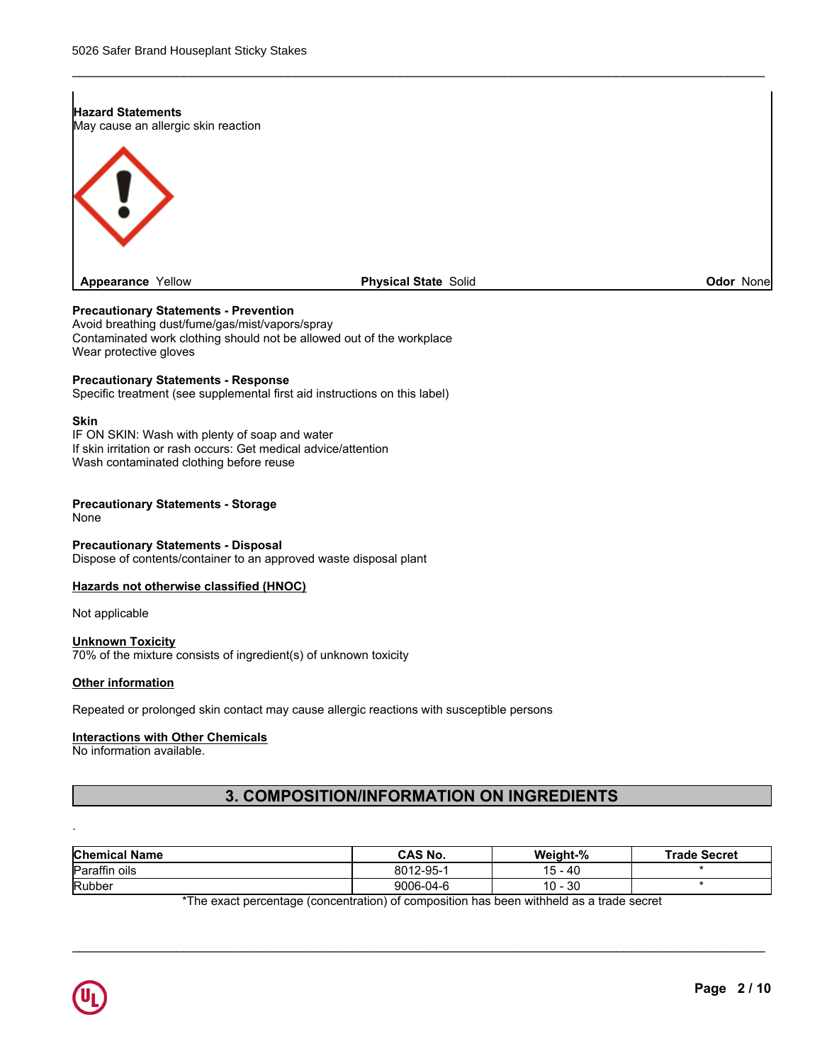**Hazard Statements**
May cause an allergic skin reaction

**Appearance** Yellow **Physical State** Solid **Odor** None

**Precautionary Statements - Prevention**
Avoid breathing dust/fume/gas/mist/vapors/spray
Contaminated work clothing should not be allowed out of the workplace
Wear protective gloves

**Precautionary Statements - Response**
Specific treatment (see supplemental first aid instructions on this label)

**Skin**
IF ON SKIN: Wash with plenty of soap and water
If skin irritation or rash occurs: Get medical advice/attention
Wash contaminated clothing before reuse

**Precautionary Statements - Storage**
None

**Precautionary Statements - Disposal**
Dispose of contents/container to an approved waste disposal plant

**Hazards not otherwise classified (HNOC)**

Not applicable

**Unknown Toxicity**
70% of the mixture consists of ingredient(s) of unknown toxicity

**Other information**

Repeated or prolonged skin contact may cause allergic reactions with susceptible persons

**Interactions with Other Chemicals**
No information available.

## 3. COMPOSITION/INFORMATION ON INGREDIENTS

.

| Chemical Name | CAS No. | Weight-% | Trade Secret |
|---|---|---|---|
| Paraffin oils | 8012-95-1 | 15 - 40 | * |
| Rubber | 9006-04-6 | 10 - 30 | * |

*The exact percentage (concentration) of composition has been withheld as a trade secret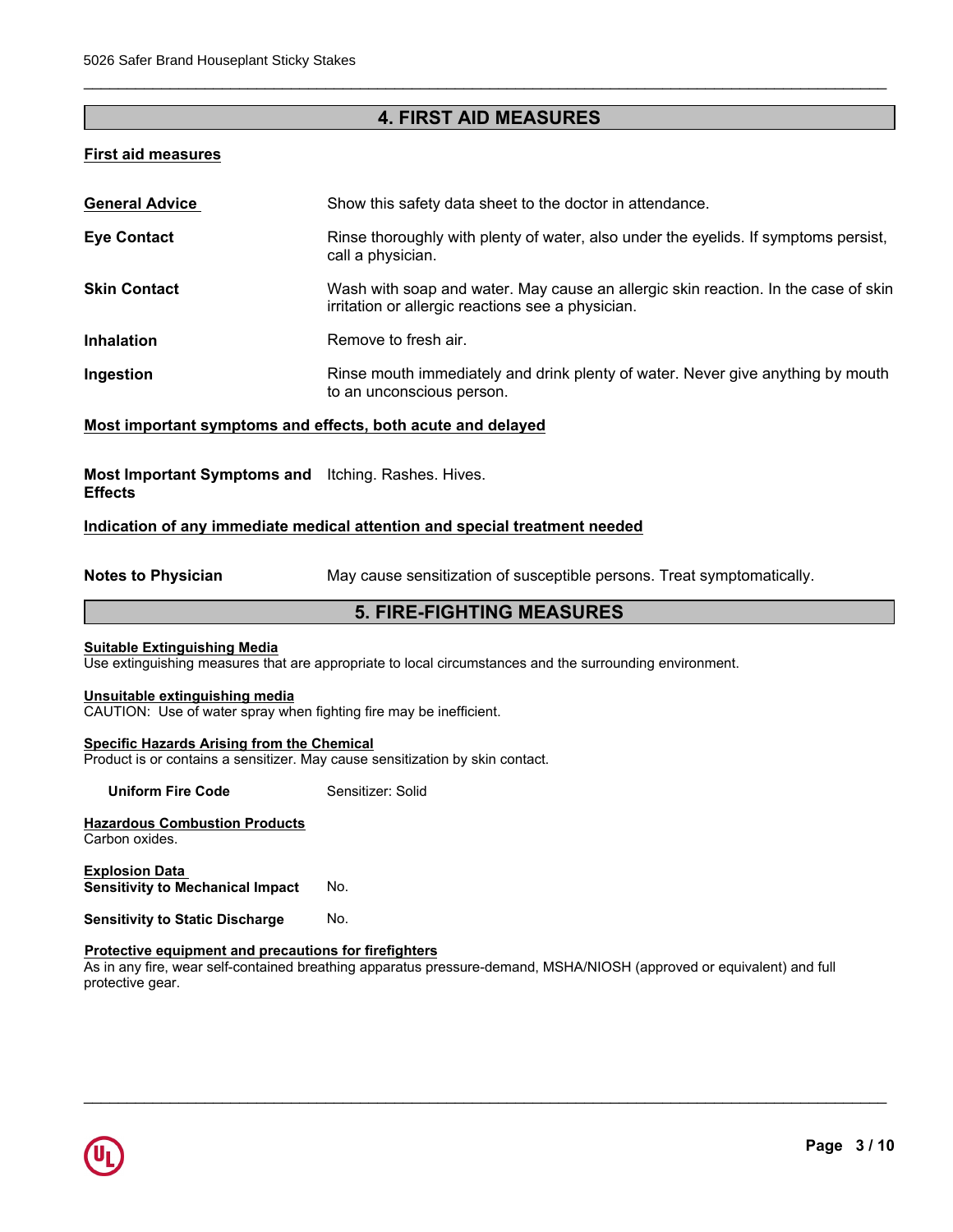## 4. FIRST AID MEASURES

### First aid measures

**General Advice** Show this safety data sheet to the doctor in attendance.

**Eye Contact** Rinse thoroughly with plenty of water, also under the eyelids. If symptoms persist, call a physician.

**Skin Contact** Wash with soap and water. May cause an allergic skin reaction. In the case of skin irritation or allergic reactions see a physician.

**Inhalation** Remove to fresh air.

**Ingestion** Rinse mouth immediately and drink plenty of water. Never give anything by mouth to an unconscious person.

### Most important symptoms and effects, both acute and delayed

**Most Important Symptoms and Effects** Itching. Rashes. Hives.

### Indication of any immediate medical attention and special treatment needed

**Notes to Physician** May cause sensitization of susceptible persons. Treat symptomatically.

## 5. FIRE-FIGHTING MEASURES

**Suitable Extinguishing Media**
Use extinguishing measures that are appropriate to local circumstances and the surrounding environment.

**Unsuitable extinguishing media**
CAUTION: Use of water spray when fighting fire may be inefficient.

**Specific Hazards Arising from the Chemical**
Product is or contains a sensitizer. May cause sensitization by skin contact.

**Uniform Fire Code** Sensitizer: Solid

**Hazardous Combustion Products**
Carbon oxides.

**Explosion Data**
**Sensitivity to Mechanical Impact** No.

**Sensitivity to Static Discharge** No.

**Protective equipment and precautions for firefighters**
As in any fire, wear self-contained breathing apparatus pressure-demand, MSHA/NIOSH (approved or equivalent) and full protective gear.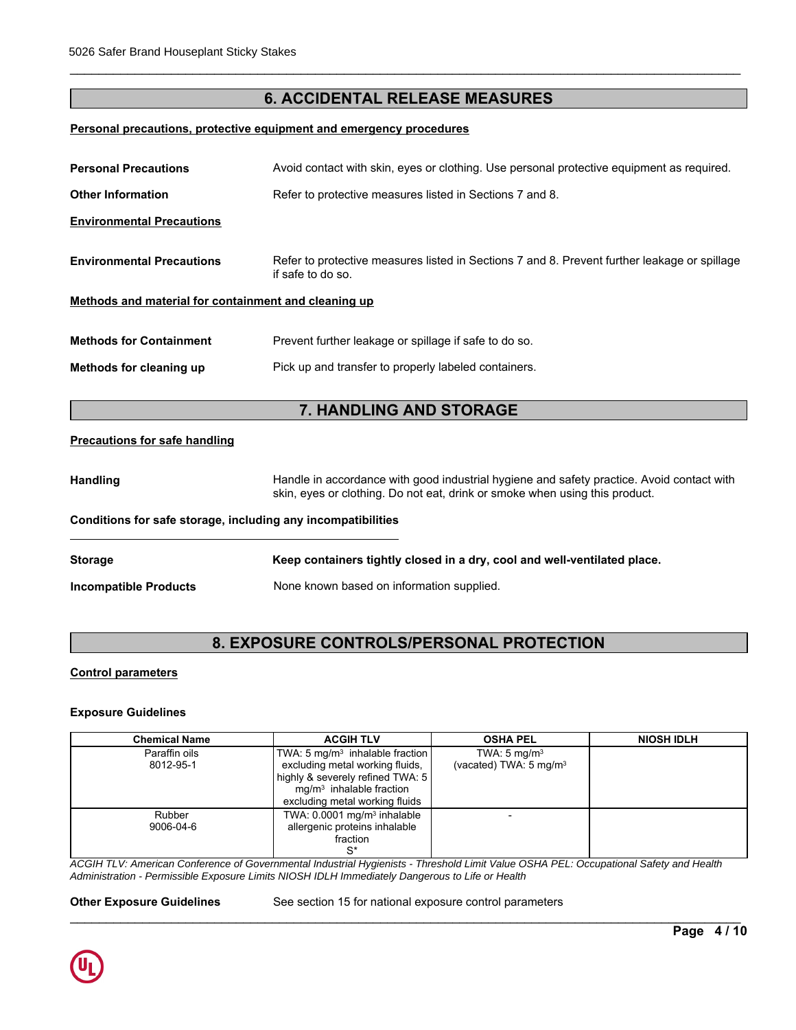## 6. ACCIDENTAL RELEASE MEASURES

**Personal precautions, protective equipment and emergency procedures**

**Personal Precautions** Avoid contact with skin, eyes or clothing. Use personal protective equipment as required.

**Other Information** Refer to protective measures listed in Sections 7 and 8.

**Environmental Precautions**

**Environmental Precautions** Refer to protective measures listed in Sections 7 and 8. Prevent further leakage or spillage if safe to do so.

**Methods and material for containment and cleaning up**

**Methods for Containment** Prevent further leakage or spillage if safe to do so.

**Methods for cleaning up** Pick up and transfer to properly labeled containers.

## 7. HANDLING AND STORAGE

**Precautions for safe handling**

**Handling** Handle in accordance with good industrial hygiene and safety practice. Avoid contact with skin, eyes or clothing. Do not eat, drink or smoke when using this product.

**Conditions for safe storage, including any incompatibilities**

**Storage** **Keep containers tightly closed in a dry, cool and well-ventilated place.**

**Incompatible Products** None known based on information supplied.

## 8. EXPOSURE CONTROLS/PERSONAL PROTECTION

**Control parameters**

**Exposure Guidelines**

| Chemical Name | ACGIH TLV | OSHA PEL | NIOSH IDLH |
|---|---|---|---|
| Paraffin oils 8012-95-1 | TWA: 5 mg/m$^3$ inhalable fraction excluding metal working fluids, highly & severely refined TWA: 5 mg/m$^3$ inhalable fraction excluding metal working fluids | TWA: 5 mg/m$^3$ (vacated) TWA: 5 mg/m$^3$ | |
| Rubber 9006-04-6 | TWA: 0.0001 mg/m$^3$ inhalable allergenic proteins inhalable fraction S* | - | |

*ACGIH TLV: American Conference of Governmental Industrial Hygienists - Threshold Limit Value OSHA PEL: Occupational Safety and Health Administration - Permissible Exposure Limits NIOSH IDLH Immediately Dangerous to Life or Health*

**Other Exposure Guidelines** See section 15 for national exposure control parameters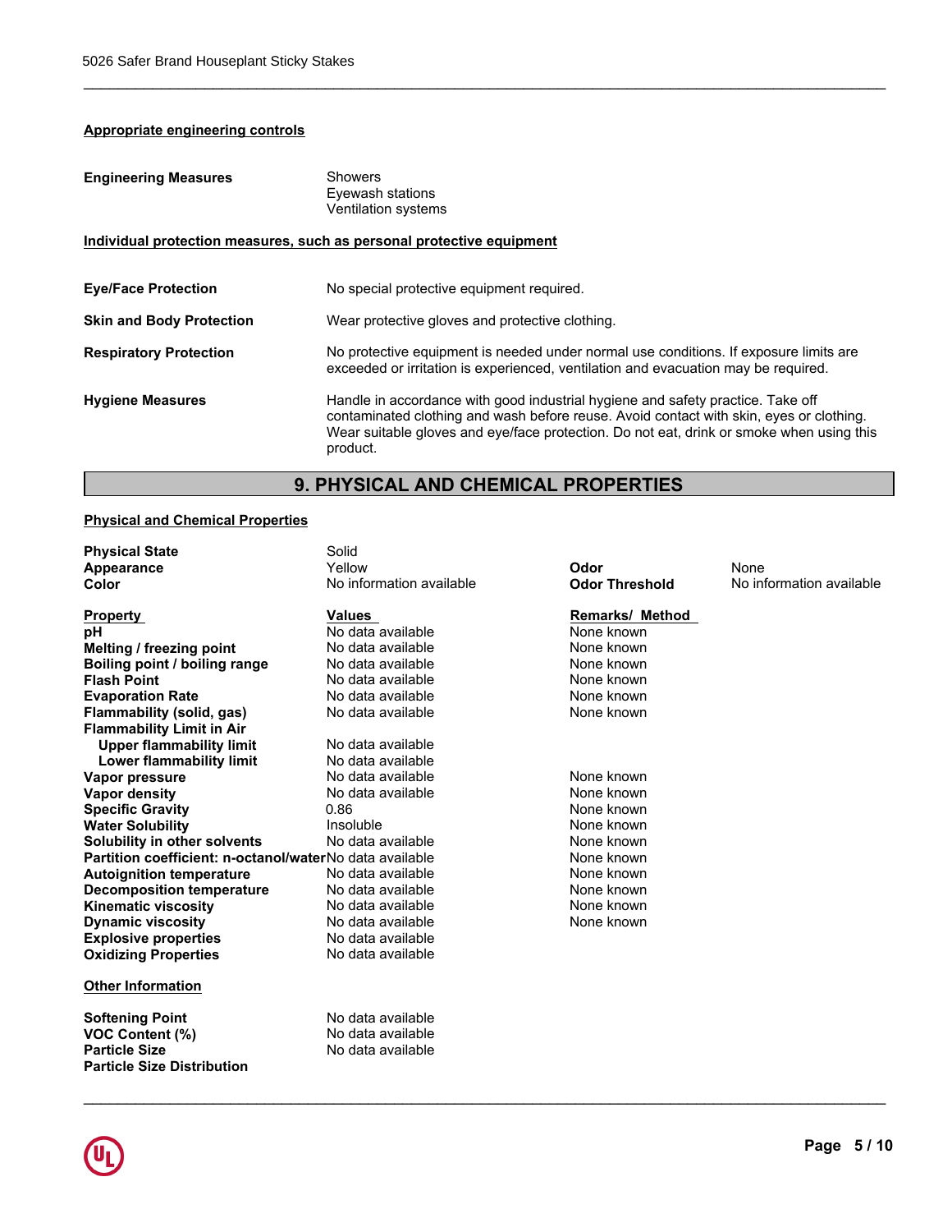**Appropriate engineering controls**

**Engineering Measures**
Showers
Eyewash stations
Ventilation systems

**Individual protection measures, such as personal protective equipment**

**Eye/Face Protection** No special protective equipment required.

**Skin and Body Protection** Wear protective gloves and protective clothing.

**Respiratory Protection** No protective equipment is needed under normal use conditions. If exposure limits are exceeded or irritation is experienced, ventilation and evacuation may be required.

**Hygiene Measures** Handle in accordance with good industrial hygiene and safety practice. Take off contaminated clothing and wash before reuse. Avoid contact with skin, eyes or clothing. Wear suitable gloves and eye/face protection. Do not eat, drink or smoke when using this product.

## 9. PHYSICAL AND CHEMICAL PROPERTIES

**Physical and Chemical Properties**

| | | | |
|---|---|---|---|
| **Physical State** | Solid | | |
| **Appearance** | Yellow | **Odor** | None |
| **Color** | No information available | **Odor Threshold** | No information available |

| Property | Values | Remarks/ Method |
|---|---|---|
| **pH** | No data available | None known |
| **Melting / freezing point** | No data available | None known |
| **Boiling point / boiling range** | No data available | None known |
| **Flash Point** | No data available | None known |
| **Evaporation Rate** | No data available | None known |
| **Flammability (solid, gas)** | No data available | None known |
| **Flammability Limit in Air** | | |
| **Upper flammability limit** | No data available | |
| **Lower flammability limit** | No data available | |
| **Vapor pressure** | No data available | None known |
| **Vapor density** | No data available | None known |
| **Specific Gravity** | 0.86 | None known |
| **Water Solubility** | Insoluble | None known |
| **Solubility in other solvents** | No data available | None known |
| **Partition coefficient: n-octanol/water** | No data available | None known |
| **Autoignition temperature** | No data available | None known |
| **Decomposition temperature** | No data available | None known |
| **Kinematic viscosity** | No data available | None known |
| **Dynamic viscosity** | No data available | None known |
| **Explosive properties** | No data available | |
| **Oxidizing Properties** | No data available | |

**Other Information**

| | |
|---|---|
| **Softening Point** | No data available |
| **VOC Content (%)** | No data available |
| **Particle Size** | No data available |
| **Particle Size Distribution** | |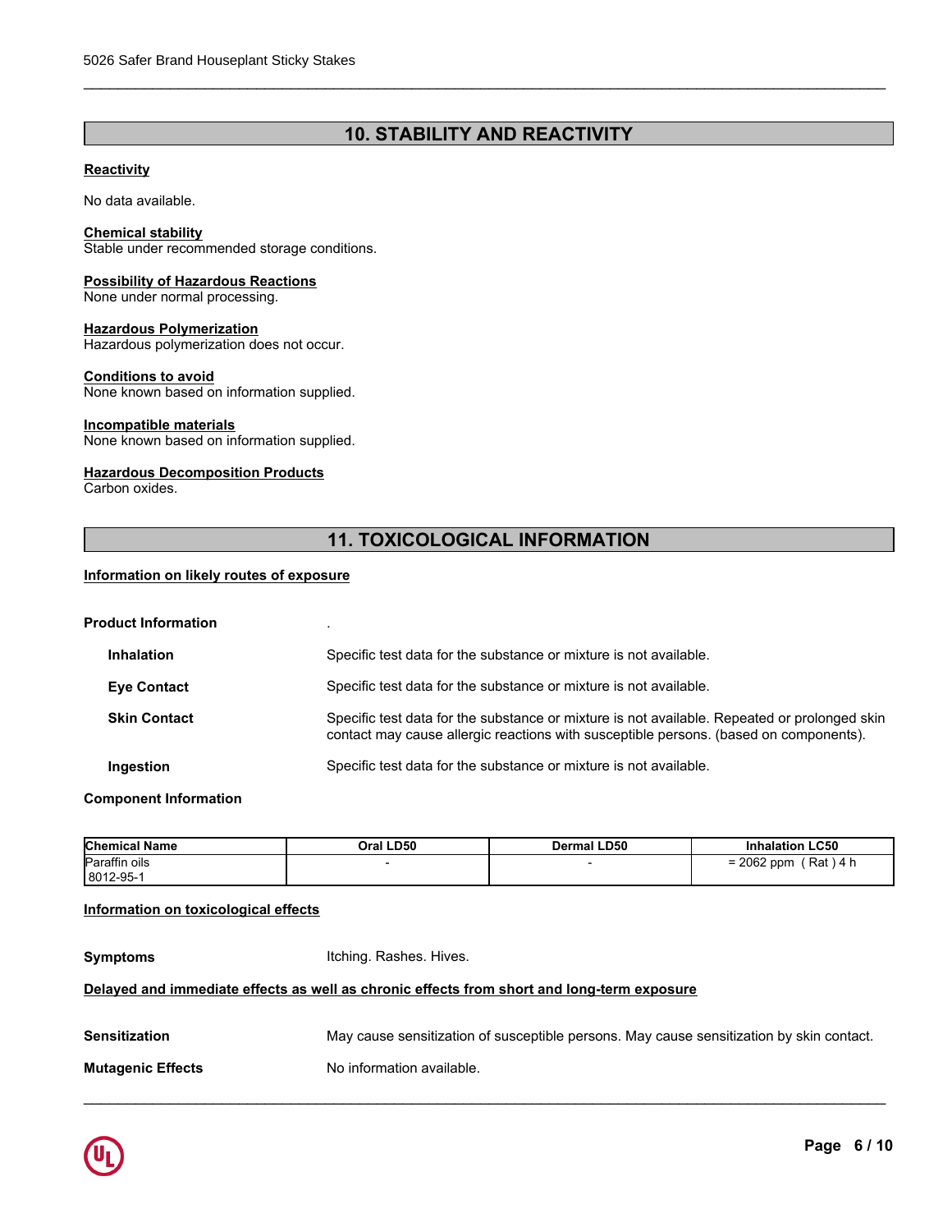## 10. STABILITY AND REACTIVITY

**Reactivity**

No data available.

**Chemical stability**
Stable under recommended storage conditions.

**Possibility of Hazardous Reactions**
None under normal processing.

**Hazardous Polymerization**
Hazardous polymerization does not occur.

**Conditions to avoid**
None known based on information supplied.

**Incompatible materials**
None known based on information supplied.

**Hazardous Decomposition Products**
Carbon oxides.

## 11. TOXICOLOGICAL INFORMATION

**Information on likely routes of exposure**

**Product Information** .

**Inhalation** Specific test data for the substance or mixture is not available.

**Eye Contact** Specific test data for the substance or mixture is not available.

**Skin Contact** Specific test data for the substance or mixture is not available. Repeated or prolonged skin contact may cause allergic reactions with susceptible persons. (based on components).

**Ingestion** Specific test data for the substance or mixture is not available.

**Component Information**

| Chemical Name | Oral LD50 | Dermal LD50 | Inhalation LC50 |
|---|---|---|---|
| Paraffin oils<br>8012-95-1 | - | - | = 2062 ppm ( Rat ) 4 h |

**Information on toxicological effects**

**Symptoms** Itching. Rashes. Hives.

**Delayed and immediate effects as well as chronic effects from short and long-term exposure**

**Sensitization** May cause sensitization of susceptible persons. May cause sensitization by skin contact.

**Mutagenic Effects** No information available.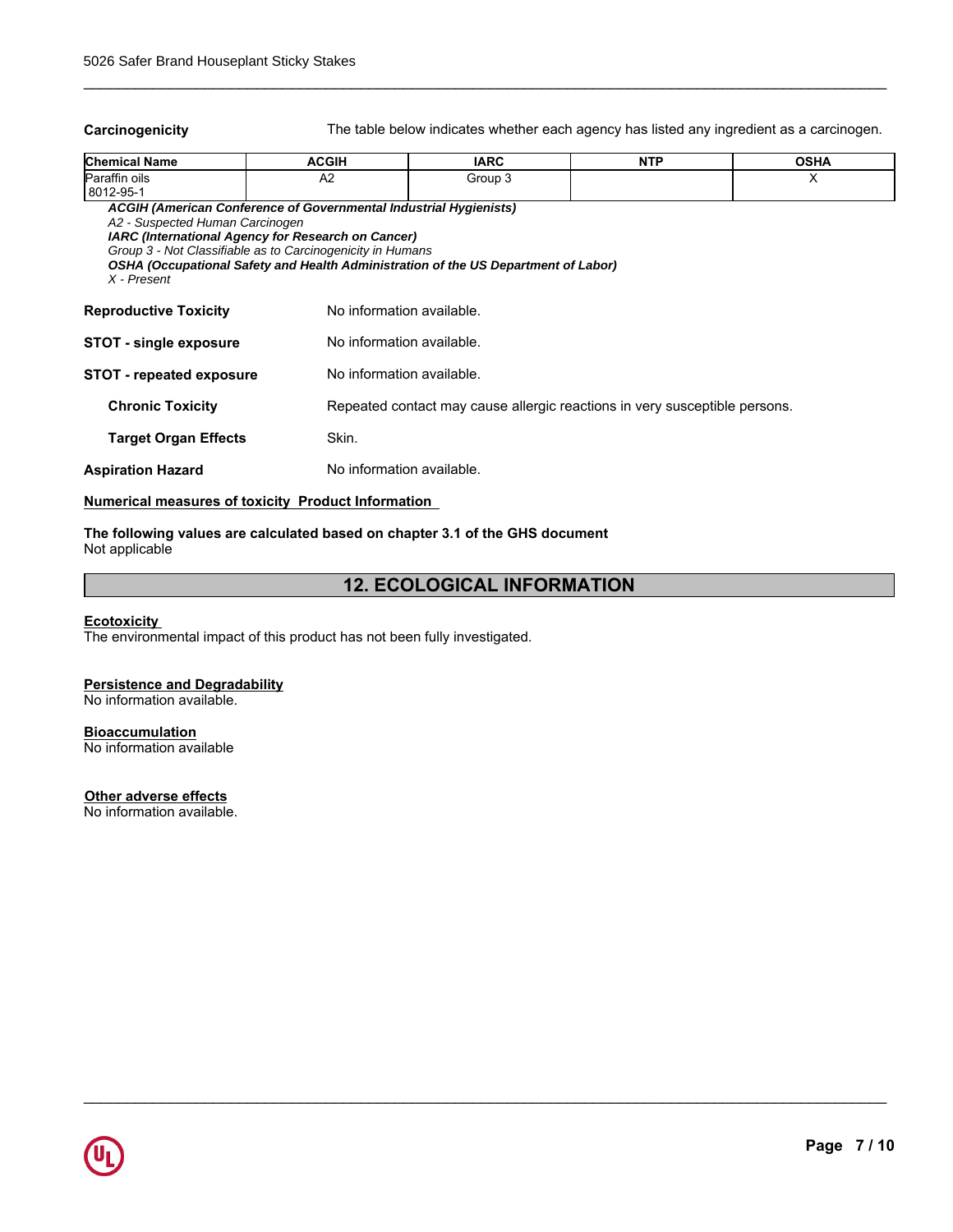**Carcinogenicity** The table below indicates whether each agency has listed any ingredient as a carcinogen.

| Chemical Name | ACGIH | IARC | NTP | OSHA |
| --- | --- | --- | --- | --- |
| Paraffin oils 8012-95-1 | A2 | Group 3 | | X |

***ACGIH (American Conference of Governmental Industrial Hygienists)***
*A2 - Suspected Human Carcinogen*
***IARC (International Agency for Research on Cancer)***
*Group 3 - Not Classifiable as to Carcinogenicity in Humans*
***OSHA (Occupational Safety and Health Administration of the US Department of Labor)***
*X - Present*

**Reproductive Toxicity** No information available.

**STOT - single exposure** No information available.

**STOT - repeated exposure** No information available.

**Chronic Toxicity** Repeated contact may cause allergic reactions in very susceptible persons.

**Target Organ Effects** Skin.

**Aspiration Hazard** No information available.

**Numerical measures of toxicity Product Information**

**The following values are calculated based on chapter 3.1 of the GHS document**
Not applicable

## 12. ECOLOGICAL INFORMATION

**Ecotoxicity**
The environmental impact of this product has not been fully investigated.

**Persistence and Degradability**
No information available.

**Bioaccumulation**
No information available

**Other adverse effects**
No information available.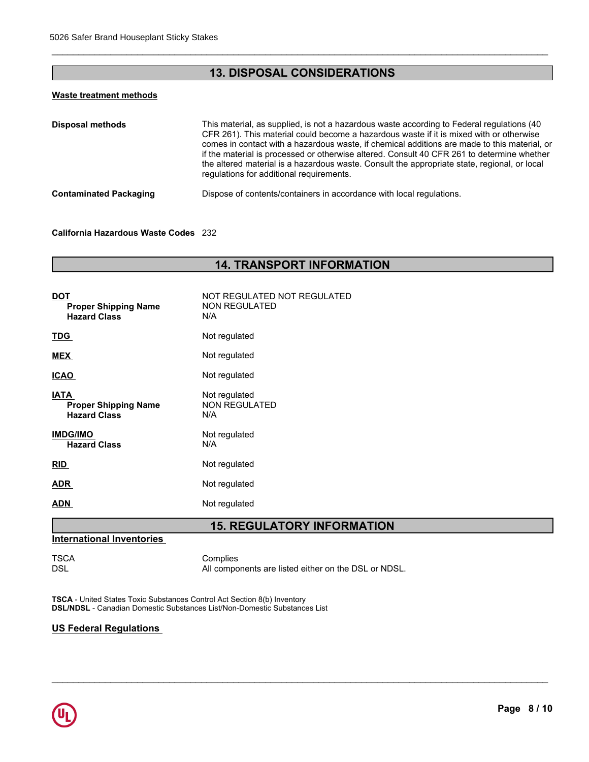## 13. DISPOSAL CONSIDERATIONS

**Waste treatment methods**

**Disposal methods**

This material, as supplied, is not a hazardous waste according to Federal regulations (40 CFR 261). This material could become a hazardous waste if it is mixed with or otherwise comes in contact with a hazardous waste, if chemical additions are made to this material, or if the material is processed or otherwise altered. Consult 40 CFR 261 to determine whether the altered material is a hazardous waste. Consult the appropriate state, regional, or local regulations for additional requirements.

**Contaminated Packaging**

Dispose of contents/containers in accordance with local regulations.

**California Hazardous Waste Codes** 232

## 14. TRANSPORT INFORMATION

**DOT** NOT REGULATED NOT REGULATED
- **Proper Shipping Name** NON REGULATED
- **Hazard Class** N/A

**TDG** Not regulated

**MEX** Not regulated

**ICAO** Not regulated

**IATA** Not regulated
- **Proper Shipping Name** NON REGULATED
- **Hazard Class** N/A

**IMDG/IMO** Not regulated
- **Hazard Class** N/A

**RID** Not regulated

**ADR** Not regulated

**ADN** Not regulated

## 15. REGULATORY INFORMATION

**International Inventories**

| | |
|---|---|
| TSCA | Complies |
| DSL | All components are listed either on the DSL or NDSL. |

**TSCA** - United States Toxic Substances Control Act Section 8(b) Inventory
**DSL/NDSL** - Canadian Domestic Substances List/Non-Domestic Substances List

**US Federal Regulations**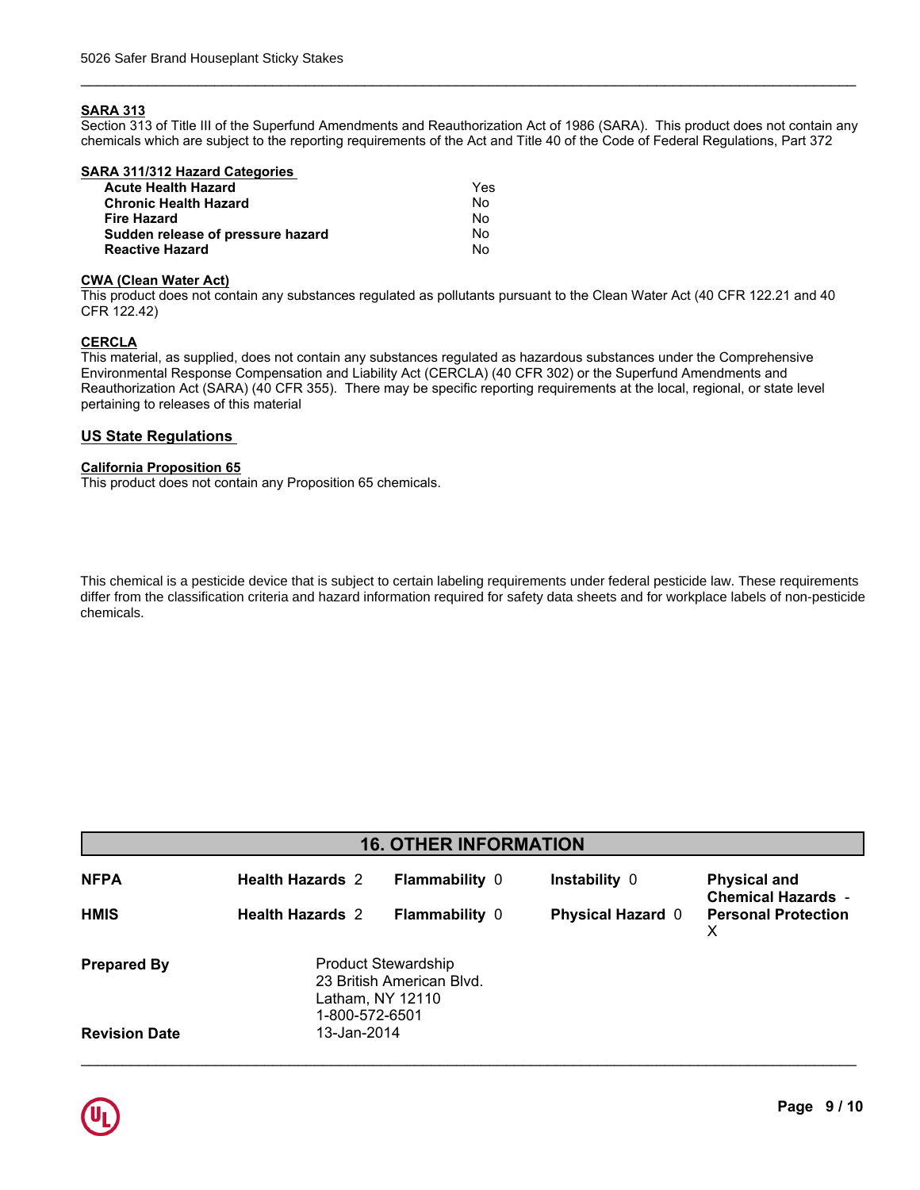### SARA 313

Section 313 of Title III of the Superfund Amendments and Reauthorization Act of 1986 (SARA). This product does not contain any chemicals which are subject to the reporting requirements of the Act and Title 40 of the Code of Federal Regulations, Part 372

### SARA 311/312 Hazard Categories

| | |
|---|---|
| **Acute Health Hazard** | Yes |
| **Chronic Health Hazard** | No |
| **Fire Hazard** | No |
| **Sudden release of pressure hazard** | No |
| **Reactive Hazard** | No |

### CWA (Clean Water Act)

This product does not contain any substances regulated as pollutants pursuant to the Clean Water Act (40 CFR 122.21 and 40 CFR 122.42)

### CERCLA

This material, as supplied, does not contain any substances regulated as hazardous substances under the Comprehensive Environmental Response Compensation and Liability Act (CERCLA) (40 CFR 302) or the Superfund Amendments and Reauthorization Act (SARA) (40 CFR 355). There may be specific reporting requirements at the local, regional, or state level pertaining to releases of this material

## US State Regulations

### California Proposition 65

This product does not contain any Proposition 65 chemicals.

This chemical is a pesticide device that is subject to certain labeling requirements under federal pesticide law. These requirements differ from the classification criteria and hazard information required for safety data sheets and for workplace labels of non-pesticide chemicals.

## 16. OTHER INFORMATION

| | | | | |
|---|---|---|---|---|
| **NFPA** | **Health Hazards** 2 | **Flammability** 0 | **Instability** 0 | **Physical and Chemical Hazards** - |
| **HMIS** | **Health Hazards** 2 | **Flammability** 0 | **Physical Hazard** 0 | **Personal Protection** X |

**Prepared By**
Product Stewardship
23 British American Blvd.
Latham, NY 12110
1-800-572-6501

**Revision Date** 13-Jan-2014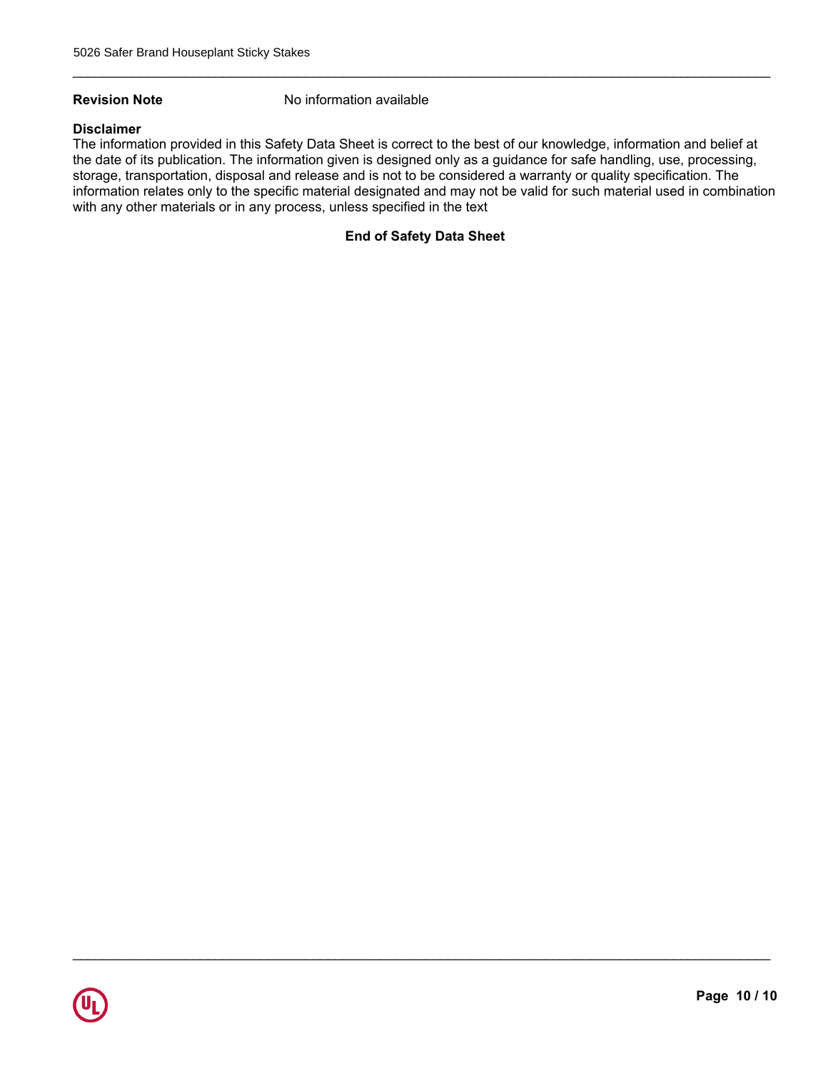**Revision Note** No information available

**Disclaimer**

The information provided in this Safety Data Sheet is correct to the best of our knowledge, information and belief at the date of its publication. The information given is designed only as a guidance for safe handling, use, processing, storage, transportation, disposal and release and is not to be considered a warranty or quality specification. The information relates only to the specific material designated and may not be valid for such material used in combination with any other materials or in any process, unless specified in the text

**End of Safety Data Sheet**